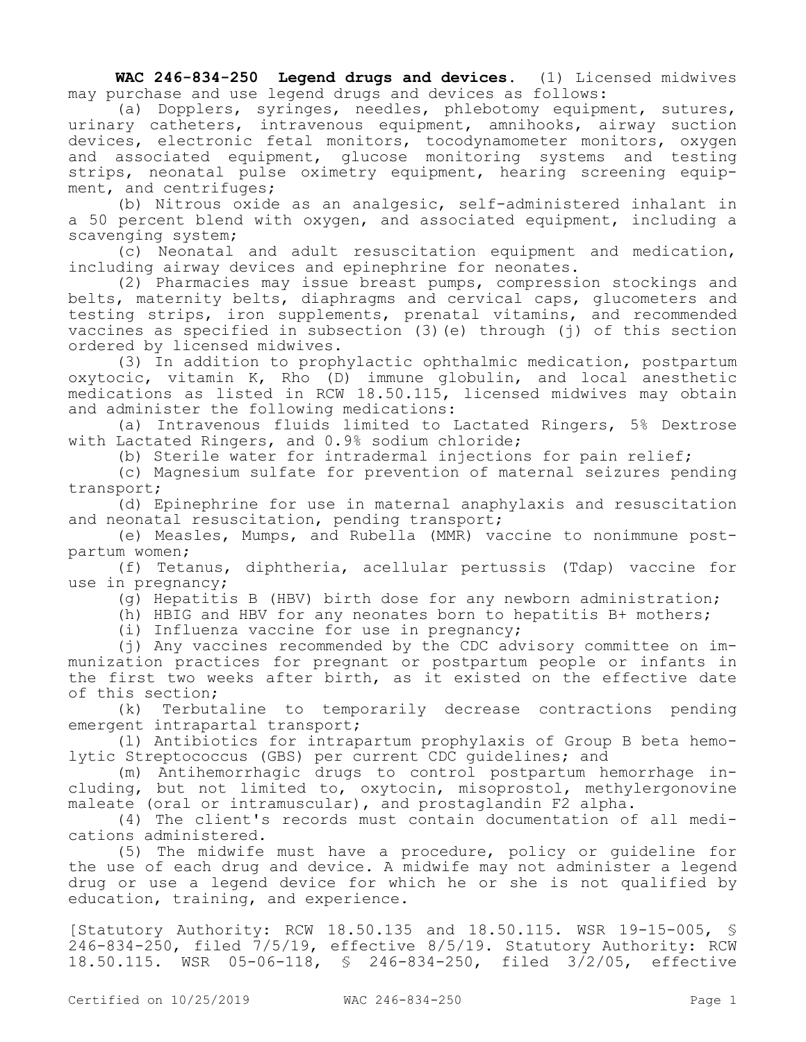**WAC 246-834-250 Legend drugs and devices.** (1) Licensed midwives may purchase and use legend drugs and devices as follows:

(a) Dopplers, syringes, needles, phlebotomy equipment, sutures, urinary catheters, intravenous equipment, amnihooks, airway suction devices, electronic fetal monitors, tocodynamometer monitors, oxygen and associated equipment, glucose monitoring systems and testing strips, neonatal pulse oximetry equipment, hearing screening equipment, and centrifuges;

(b) Nitrous oxide as an analgesic, self-administered inhalant in a 50 percent blend with oxygen, and associated equipment, including a scavenging system;

(c) Neonatal and adult resuscitation equipment and medication, including airway devices and epinephrine for neonates.

(2) Pharmacies may issue breast pumps, compression stockings and belts, maternity belts, diaphragms and cervical caps, glucometers and testing strips, iron supplements, prenatal vitamins, and recommended vaccines as specified in subsection (3)(e) through (j) of this section ordered by licensed midwives.

(3) In addition to prophylactic ophthalmic medication, postpartum oxytocic, vitamin K, Rho (D) immune globulin, and local anesthetic medications as listed in RCW 18.50.115, licensed midwives may obtain and administer the following medications:

(a) Intravenous fluids limited to Lactated Ringers, 5% Dextrose with Lactated Ringers, and 0.9% sodium chloride;

(b) Sterile water for intradermal injections for pain relief;

(c) Magnesium sulfate for prevention of maternal seizures pending transport;

(d) Epinephrine for use in maternal anaphylaxis and resuscitation and neonatal resuscitation, pending transport;

(e) Measles, Mumps, and Rubella (MMR) vaccine to nonimmune postpartum women;

(f) Tetanus, diphtheria, acellular pertussis (Tdap) vaccine for use in pregnancy;

(g) Hepatitis B (HBV) birth dose for any newborn administration;

(h) HBIG and HBV for any neonates born to hepatitis B+ mothers;

(i) Influenza vaccine for use in pregnancy;

(j) Any vaccines recommended by the CDC advisory committee on immunization practices for pregnant or postpartum people or infants in the first two weeks after birth, as it existed on the effective date of this section;

(k) Terbutaline to temporarily decrease contractions pending emergent intrapartal transport;

(l) Antibiotics for intrapartum prophylaxis of Group B beta hemolytic Streptococcus (GBS) per current CDC guidelines; and

(m) Antihemorrhagic drugs to control postpartum hemorrhage including, but not limited to, oxytocin, misoprostol, methylergonovine maleate (oral or intramuscular), and prostaglandin F2 alpha.

(4) The client's records must contain documentation of all medications administered.

(5) The midwife must have a procedure, policy or guideline for the use of each drug and device. A midwife may not administer a legend drug or use a legend device for which he or she is not qualified by education, training, and experience.

[Statutory Authority: RCW 18.50.135 and 18.50.115. WSR 19-15-005, § 246-834-250, filed 7/5/19, effective 8/5/19. Statutory Authority: RCW 18.50.115. WSR 05-06-118, § 246-834-250, filed 3/2/05, effective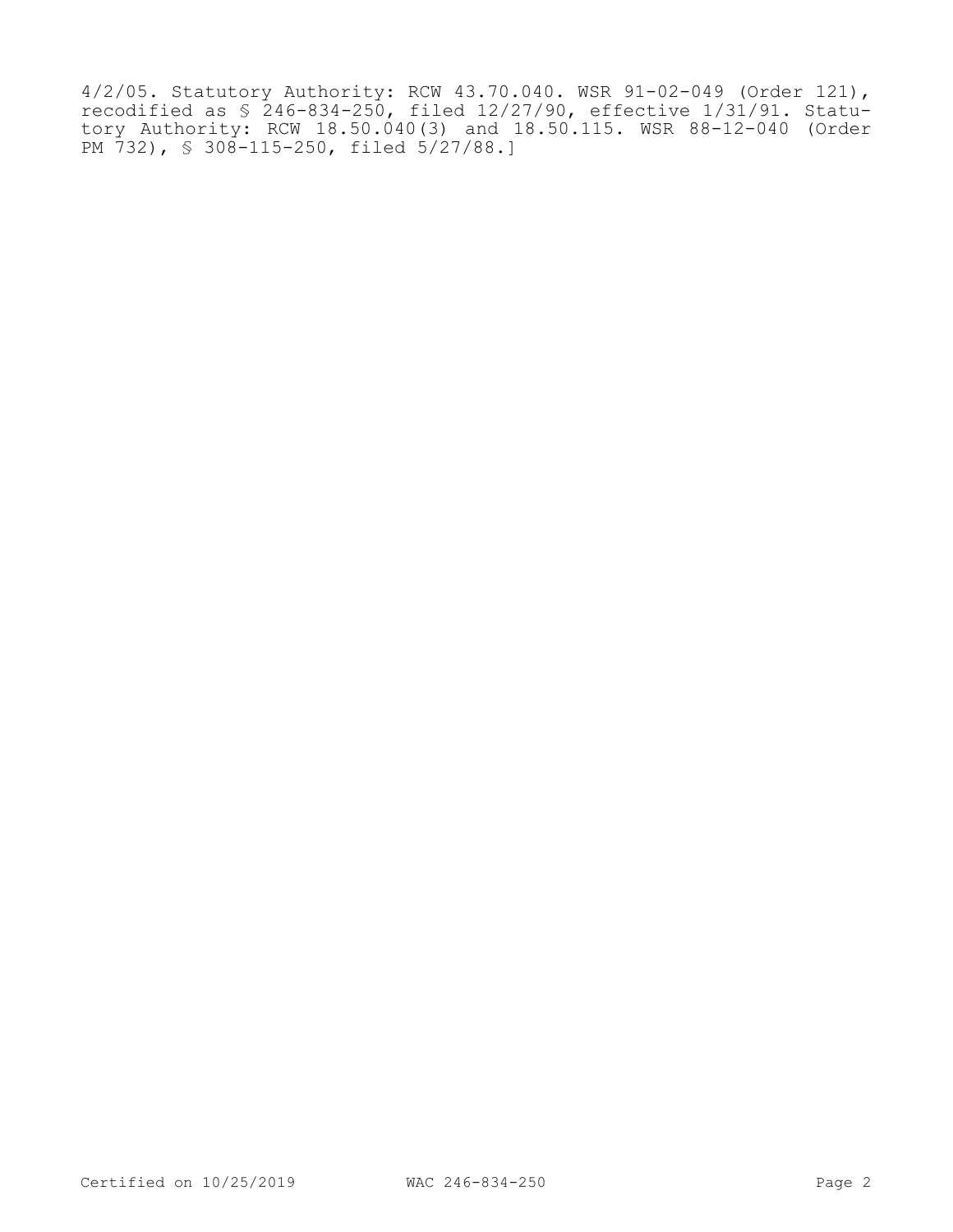4/2/05. Statutory Authority: RCW 43.70.040. WSR 91-02-049 (Order 121), recodified as § 246-834-250, filed 12/27/90, effective 1/31/91. Statutory Authority: RCW 18.50.040(3) and 18.50.115. WSR 88-12-040 (Order PM 732), § 308-115-250, filed 5/27/88.]